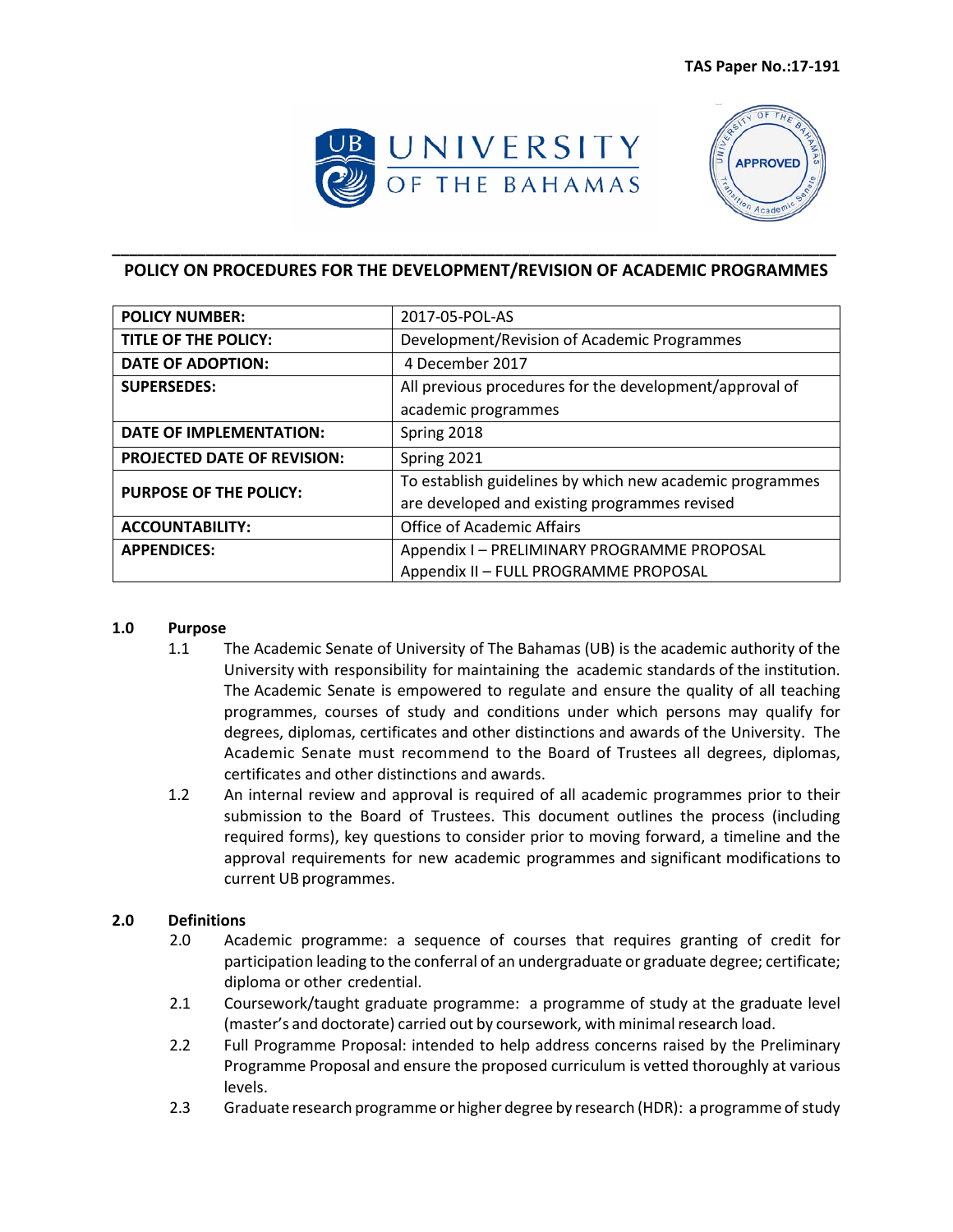TAS Paper No.:17-191

UNIVERSITY OF THE BAHAMAS

APPROVED

# POLICY ON PROCEDURES FOR THE DEVELOPMENT/REVISION OF ACADEMIC PROGRAMMES

| | |
|---|---|
| **POLICY NUMBER:** | 2017-05-POL-AS |
| **TITLE OF THE POLICY:** | Development/Revision of Academic Programmes |
| **DATE OF ADOPTION:** | 4 December 2017 |
| **SUPERSEDES:** | All previous procedures for the development/approval of academic programmes |
| **DATE OF IMPLEMENTATION:** | Spring 2018 |
| **PROJECTED DATE OF REVISION:** | Spring 2021 |
| **PURPOSE OF THE POLICY:** | To establish guidelines by which new academic programmes are developed and existing programmes revised |
| **ACCOUNTABILITY:** | Office of Academic Affairs |
| **APPENDICES:** | Appendix I – PRELIMINARY PROGRAMME PROPOSAL<br>Appendix II – FULL PROGRAMME PROPOSAL |

## 1.0 Purpose

1.1 The Academic Senate of University of The Bahamas (UB) is the academic authority of the University with responsibility for maintaining the academic standards of the institution. The Academic Senate is empowered to regulate and ensure the quality of all teaching programmes, courses of study and conditions under which persons may qualify for degrees, diplomas, certificates and other distinctions and awards of the University. The Academic Senate must recommend to the Board of Trustees all degrees, diplomas, certificates and other distinctions and awards.

1.2 An internal review and approval is required of all academic programmes prior to their submission to the Board of Trustees. This document outlines the process (including required forms), key questions to consider prior to moving forward, a timeline and the approval requirements for new academic programmes and significant modifications to current UB programmes.

## 2.0 Definitions

2.0 Academic programme: a sequence of courses that requires granting of credit for participation leading to the conferral of an undergraduate or graduate degree; certificate; diploma or other credential.

2.1 Coursework/taught graduate programme: a programme of study at the graduate level (master's and doctorate) carried out by coursework, with minimal research load.

2.2 Full Programme Proposal: intended to help address concerns raised by the Preliminary Programme Proposal and ensure the proposed curriculum is vetted thoroughly at various levels.

2.3 Graduate research programme or higher degree by research (HDR): a programme of study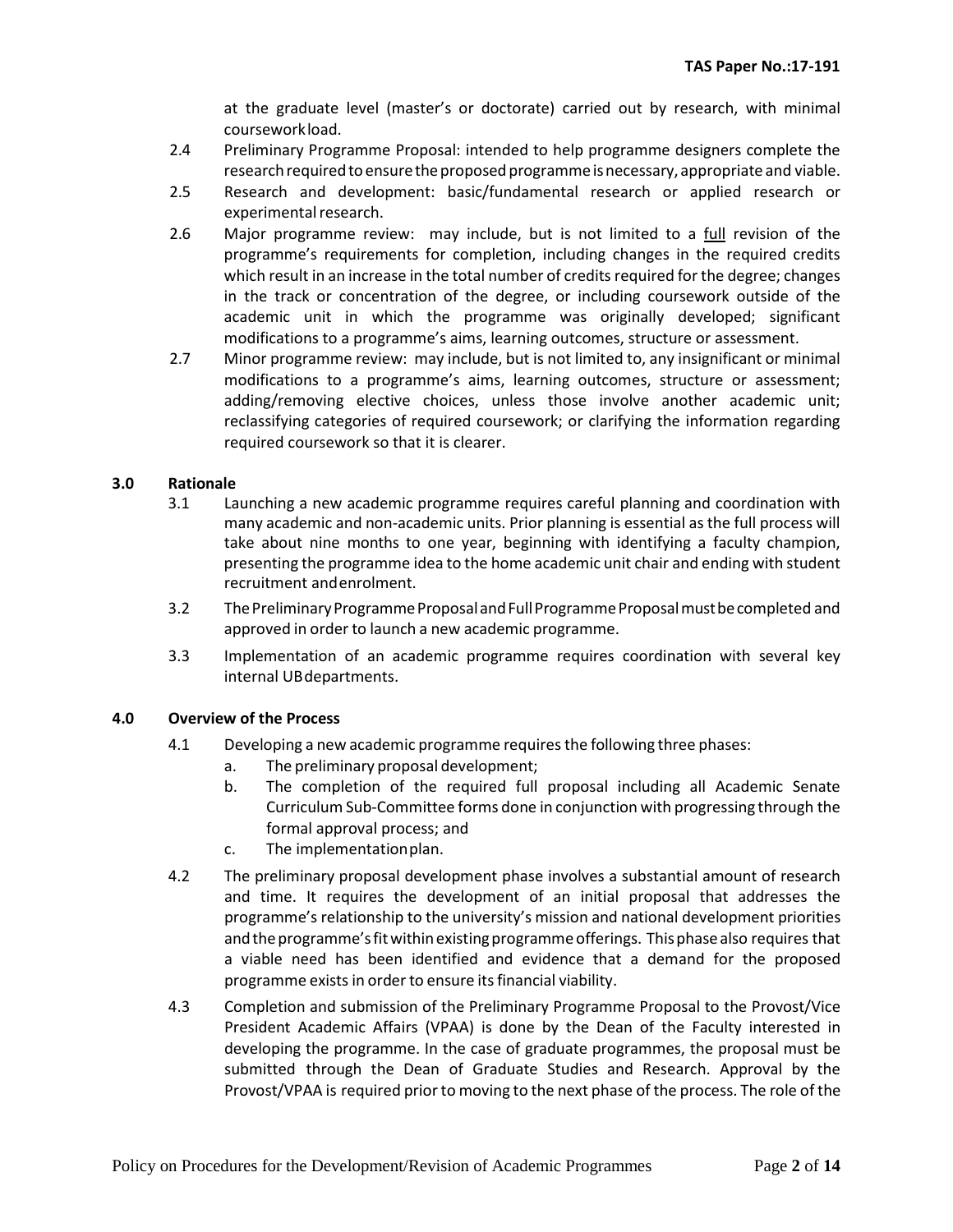at the graduate level (master's or doctorate) carried out by research, with minimal coursework load.

2.4 Preliminary Programme Proposal: intended to help programme designers complete the research required to ensure the proposed programme is necessary, appropriate and viable.

2.5 Research and development: basic/fundamental research or applied research or experimental research.

2.6 Major programme review: may include, but is not limited to a full revision of the programme's requirements for completion, including changes in the required credits which result in an increase in the total number of credits required for the degree; changes in the track or concentration of the degree, or including coursework outside of the academic unit in which the programme was originally developed; significant modifications to a programme's aims, learning outcomes, structure or assessment.

2.7 Minor programme review: may include, but is not limited to, any insignificant or minimal modifications to a programme's aims, learning outcomes, structure or assessment; adding/removing elective choices, unless those involve another academic unit; reclassifying categories of required coursework; or clarifying the information regarding required coursework so that it is clearer.

## 3.0 Rationale

3.1 Launching a new academic programme requires careful planning and coordination with many academic and non-academic units. Prior planning is essential as the full process will take about nine months to one year, beginning with identifying a faculty champion, presenting the programme idea to the home academic unit chair and ending with student recruitment and enrolment.

3.2 The Preliminary Programme Proposal and Full Programme Proposal must be completed and approved in order to launch a new academic programme.

3.3 Implementation of an academic programme requires coordination with several key internal UB departments.

## 4.0 Overview of the Process

4.1 Developing a new academic programme requires the following three phases:

a. The preliminary proposal development;

b. The completion of the required full proposal including all Academic Senate Curriculum Sub-Committee forms done in conjunction with progressing through the formal approval process; and

c. The implementation plan.

4.2 The preliminary proposal development phase involves a substantial amount of research and time. It requires the development of an initial proposal that addresses the programme's relationship to the university's mission and national development priorities and the programme's fit within existing programme offerings. This phase also requires that a viable need has been identified and evidence that a demand for the proposed programme exists in order to ensure its financial viability.

4.3 Completion and submission of the Preliminary Programme Proposal to the Provost/Vice President Academic Affairs (VPAA) is done by the Dean of the Faculty interested in developing the programme. In the case of graduate programmes, the proposal must be submitted through the Dean of Graduate Studies and Research. Approval by the Provost/VPAA is required prior to moving to the next phase of the process. The role of the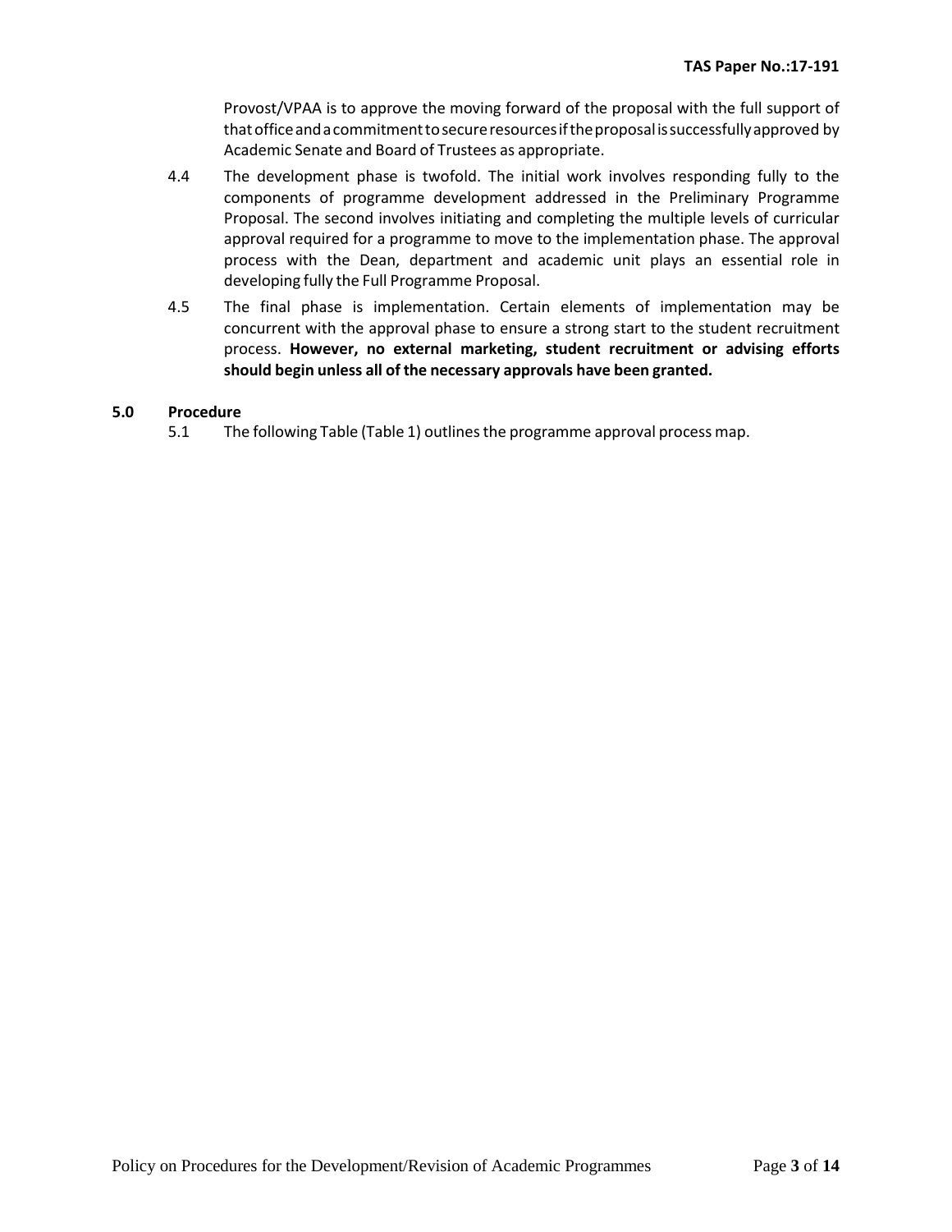Provost/VPAA is to approve the moving forward of the proposal with the full support of that office and a commitment to secure resources if the proposal is successfully approved by Academic Senate and Board of Trustees as appropriate.

4.4 The development phase is twofold. The initial work involves responding fully to the components of programme development addressed in the Preliminary Programme Proposal. The second involves initiating and completing the multiple levels of curricular approval required for a programme to move to the implementation phase. The approval process with the Dean, department and academic unit plays an essential role in developing fully the Full Programme Proposal.

4.5 The final phase is implementation. Certain elements of implementation may be concurrent with the approval phase to ensure a strong start to the student recruitment process. **However, no external marketing, student recruitment or advising efforts should begin unless all of the necessary approvals have been granted.**

## 5.0 Procedure

5.1 The following Table (Table 1) outlines the programme approval process map.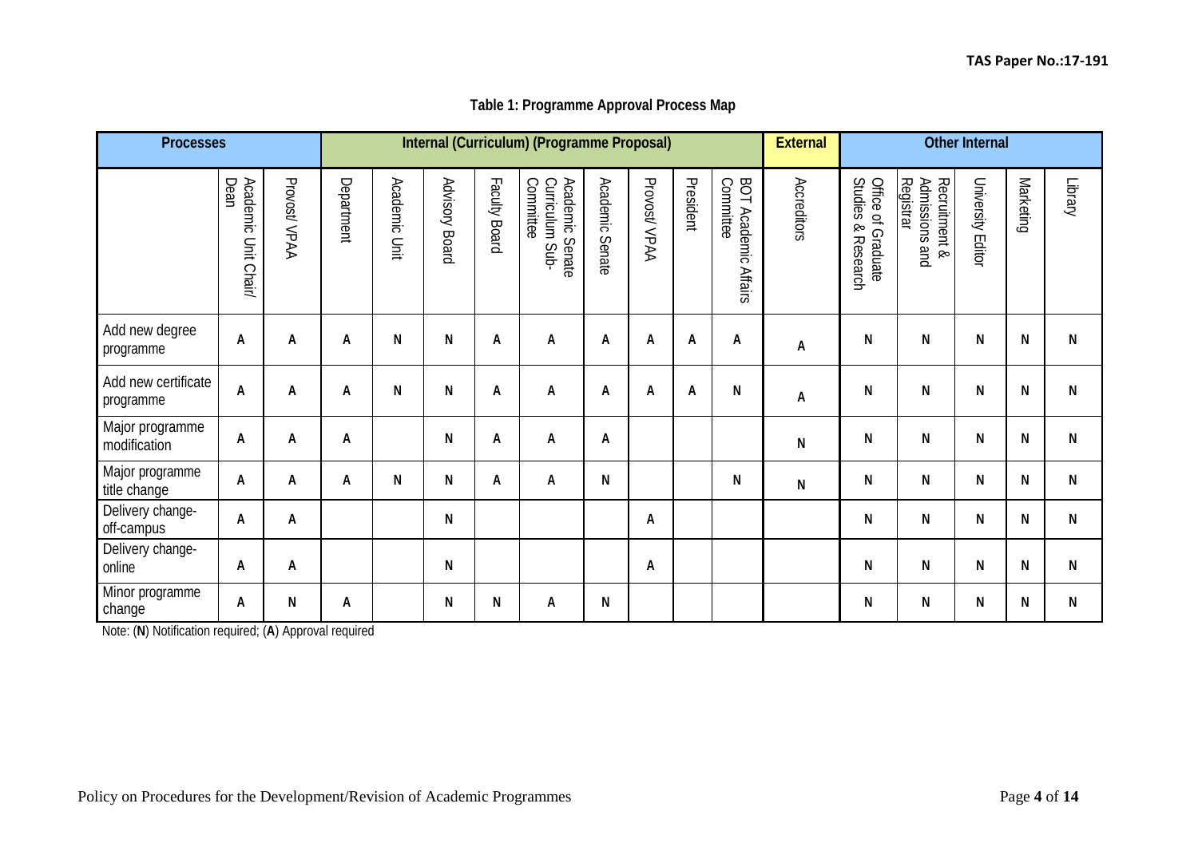TAS Paper No.:17-191

**Table 1: Programme Approval Process Map**

| Processes | | | Internal (Curriculum) (Programme Proposal) | | | | | | | | | External | Other Internal | | | | |
|---|---|---|---|---|---|---|---|---|---|---|---|---|---|---|---|---|---|
| | Academic Unit Chair/ Dean | Provost/ VPAA | Department | Academic Unit | Advisory Board | Faculty Board | Academic Senate Curriculum Sub-Committee | Academic Senate | Provost/ VPAA | President | BOT Academic Affairs Committee | Accreditors | Office of Graduate Studies & Research | Recruitment & Admissions and Registrar | University Editor | Marketing | Library |
| Add new degree programme | A | A | A | N | N | A | A | A | A | A | A | A | N | N | N | N | N |
| Add new certificate programme | A | A | A | N | N | A | A | A | A | A | N | A | N | N | N | N | N |
| Major programme modification | A | A | A | | N | A | A | A | | | | N | N | N | N | N | N |
| Major programme title change | A | A | A | N | N | A | A | N | | | N | N | N | N | N | N | N |
| Delivery change-off-campus | A | A | | | N | | | | A | | | | N | N | N | N | N |
| Delivery change-online | A | A | | | N | | | | A | | | | N | N | N | N | N |
| Minor programme change | A | N | A | | N | N | A | N | | | | | N | N | N | N | N |

Note: (**N**) Notification required; (**A**) Approval required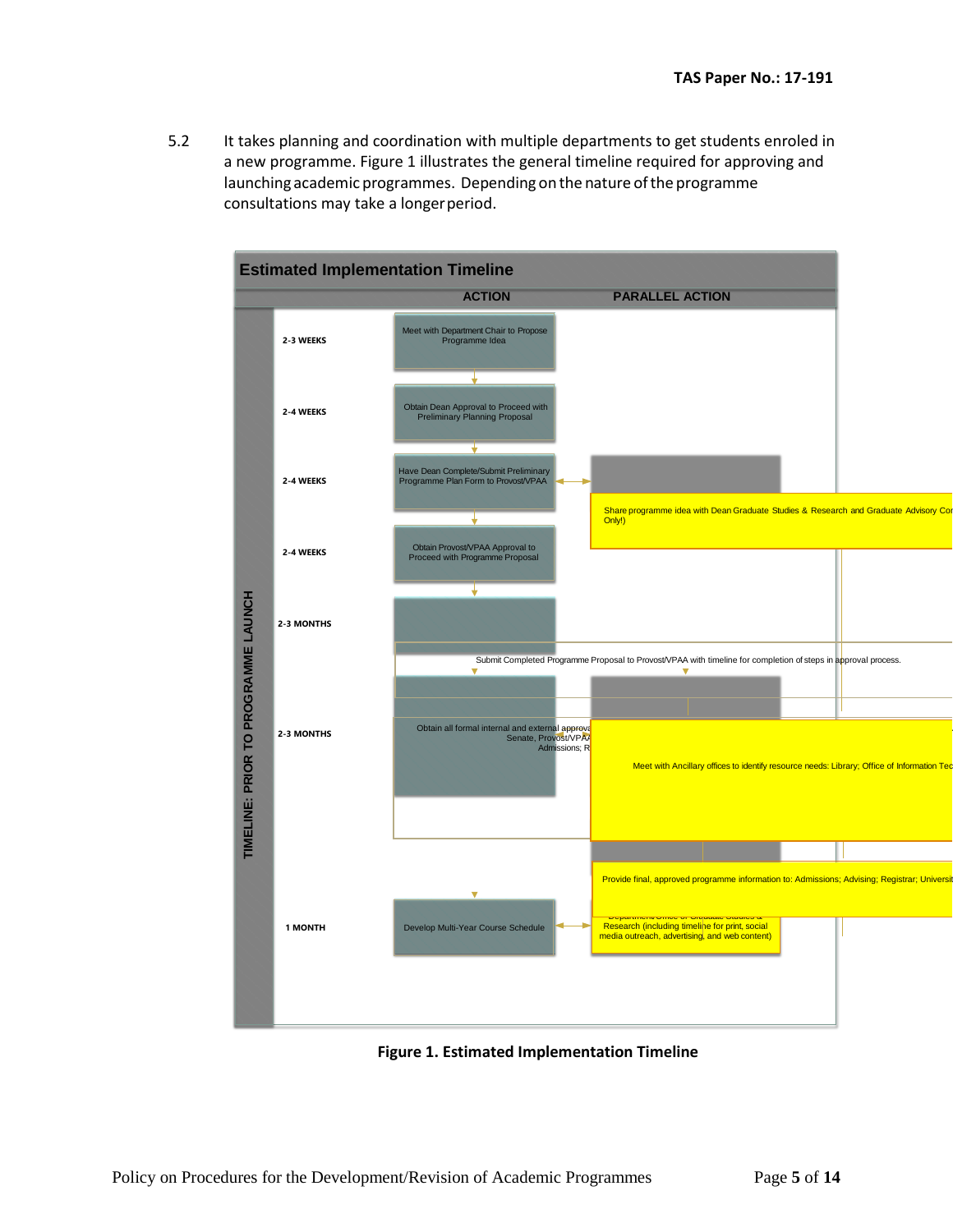5.2 It takes planning and coordination with multiple departments to get students enroled in a new programme. Figure 1 illustrates the general timeline required for approving and launching academic programmes. Depending on the nature of the programme consultations may take a longer period.

**Estimated Implementation Timeline**

TIMELINE: PRIOR TO PROGRAMME LAUNCH

| Time | ACTION | PARALLEL ACTION |
|---|---|---|
| 2-3 WEEKS | Meet with Department Chair to Propose Programme Idea | |
| 2-4 WEEKS | Obtain Dean Approval to Proceed with Preliminary Planning Proposal | |
| 2-4 WEEKS | Have Dean Complete/Submit Preliminary Programme Plan Form to Provost/VPAA | Share programme idea with Dean Graduate Studies & Research and Graduate Advisory Cor... Only!) |
| 2-4 WEEKS | Obtain Provost/VPAA Approval to Proceed with Programme Proposal | |
| 2-3 MONTHS | Submit Completed Programme Proposal to Provost/VPAA with timeline for completion of steps in approval process. | |
| 2-3 MONTHS | Obtain all formal internal and external approva... Senate, Provost/VPA... Admissions; R... | Meet with Ancillary offices to identify resource needs: Library; Office of Information Tec... |
| | | Provide final, approved programme information to: Admissions; Advising; Registrar; Universit... |
| 1 MONTH | Develop Multi-Year Course Schedule | Department/Office of Graduate Studies & Research (including timeline for print, social media outreach, advertising, and web content) |

**Figure 1. Estimated Implementation Timeline**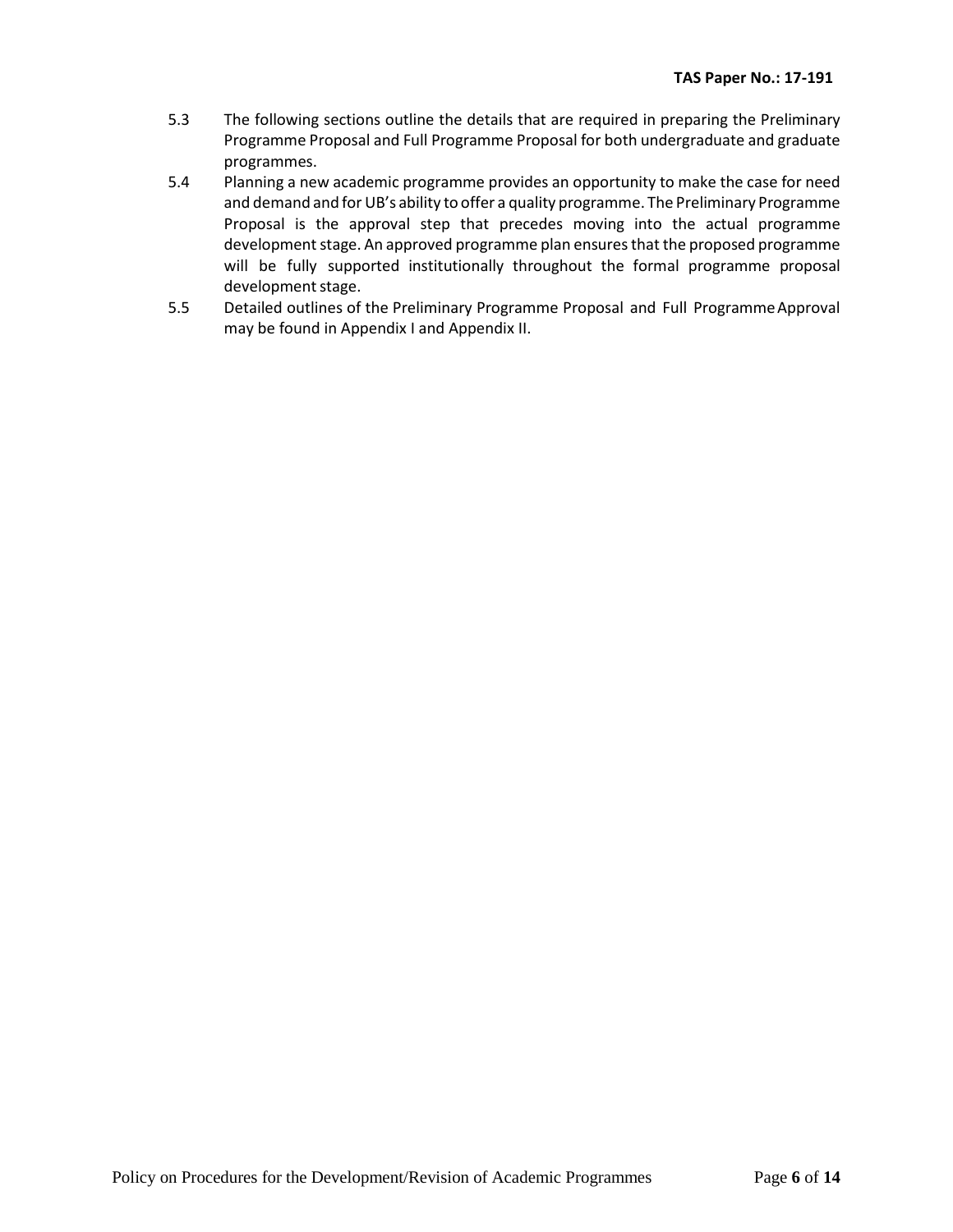5.3 The following sections outline the details that are required in preparing the Preliminary Programme Proposal and Full Programme Proposal for both undergraduate and graduate programmes.

5.4 Planning a new academic programme provides an opportunity to make the case for need and demand and for UB's ability to offer a quality programme. The Preliminary Programme Proposal is the approval step that precedes moving into the actual programme development stage. An approved programme plan ensures that the proposed programme will be fully supported institutionally throughout the formal programme proposal development stage.

5.5 Detailed outlines of the Preliminary Programme Proposal and Full Programme Approval may be found in Appendix I and Appendix II.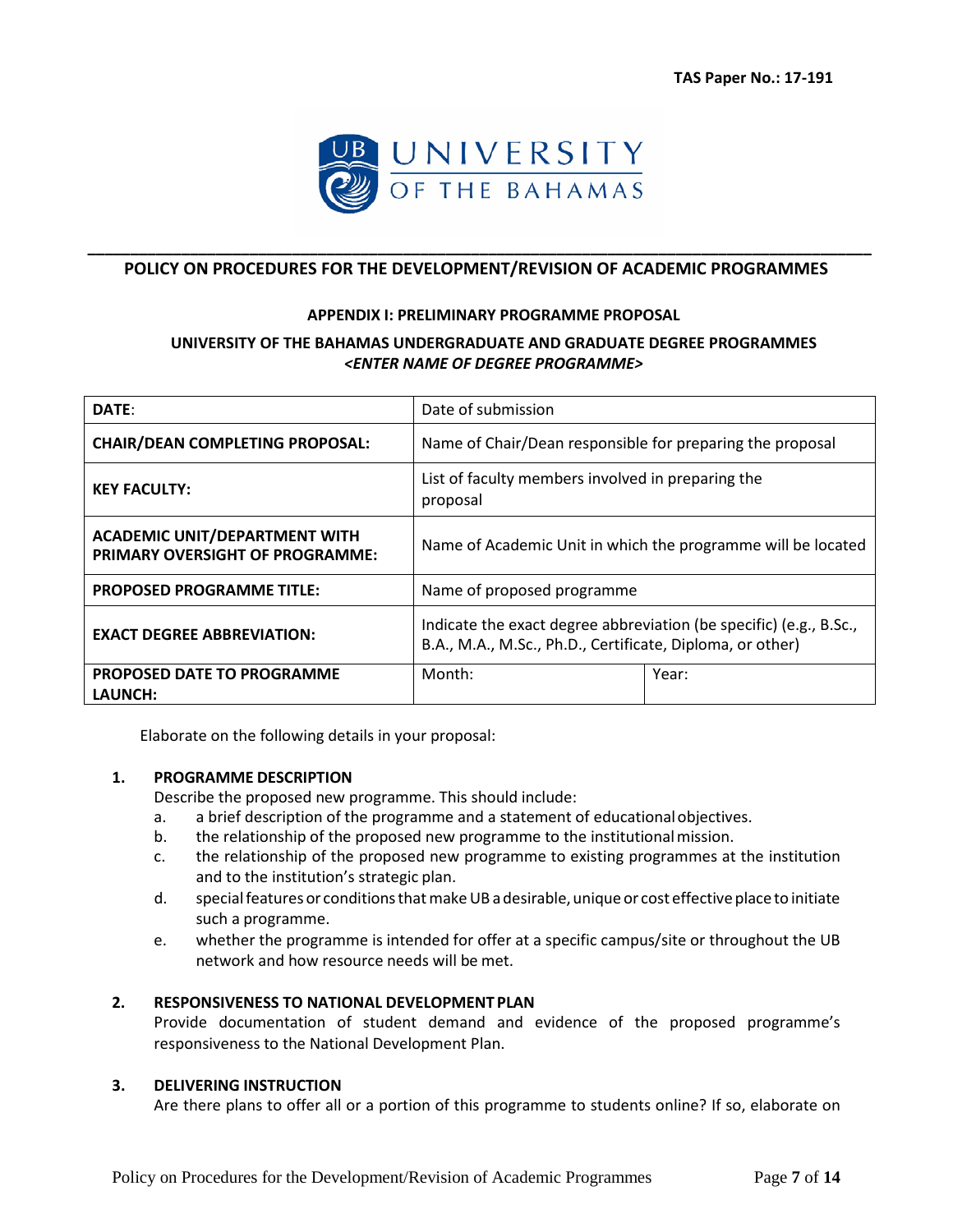TAS Paper No.: 17-191

# POLICY ON PROCEDURES FOR THE DEVELOPMENT/REVISION OF ACADEMIC PROGRAMMES

## APPENDIX I: PRELIMINARY PROGRAMME PROPOSAL

### UNIVERSITY OF THE BAHAMAS UNDERGRADUATE AND GRADUATE DEGREE PROGRAMMES
***<ENTER NAME OF DEGREE PROGRAMME>***

| **DATE**: | Date of submission | |
|---|---|---|
| **CHAIR/DEAN COMPLETING PROPOSAL:** | Name of Chair/Dean responsible for preparing the proposal | |
| **KEY FACULTY:** | List of faculty members involved in preparing the proposal | |
| **ACADEMIC UNIT/DEPARTMENT WITH PRIMARY OVERSIGHT OF PROGRAMME:** | Name of Academic Unit in which the programme will be located | |
| **PROPOSED PROGRAMME TITLE:** | Name of proposed programme | |
| **EXACT DEGREE ABBREVIATION:** | Indicate the exact degree abbreviation (be specific) (e.g., B.Sc., B.A., M.A., M.Sc., Ph.D., Certificate, Diploma, or other) | |
| **PROPOSED DATE TO PROGRAMME LAUNCH:** | Month: | Year: |

Elaborate on the following details in your proposal:

**1. PROGRAMME DESCRIPTION**

Describe the proposed new programme. This should include:

a. a brief description of the programme and a statement of educational objectives.
b. the relationship of the proposed new programme to the institutional mission.
c. the relationship of the proposed new programme to existing programmes at the institution and to the institution's strategic plan.
d. special features or conditions that make UB a desirable, unique or cost effective place to initiate such a programme.
e. whether the programme is intended for offer at a specific campus/site or throughout the UB network and how resource needs will be met.

**2. RESPONSIVENESS TO NATIONAL DEVELOPMENT PLAN**

Provide documentation of student demand and evidence of the proposed programme's responsiveness to the National Development Plan.

**3. DELIVERING INSTRUCTION**

Are there plans to offer all or a portion of this programme to students online? If so, elaborate on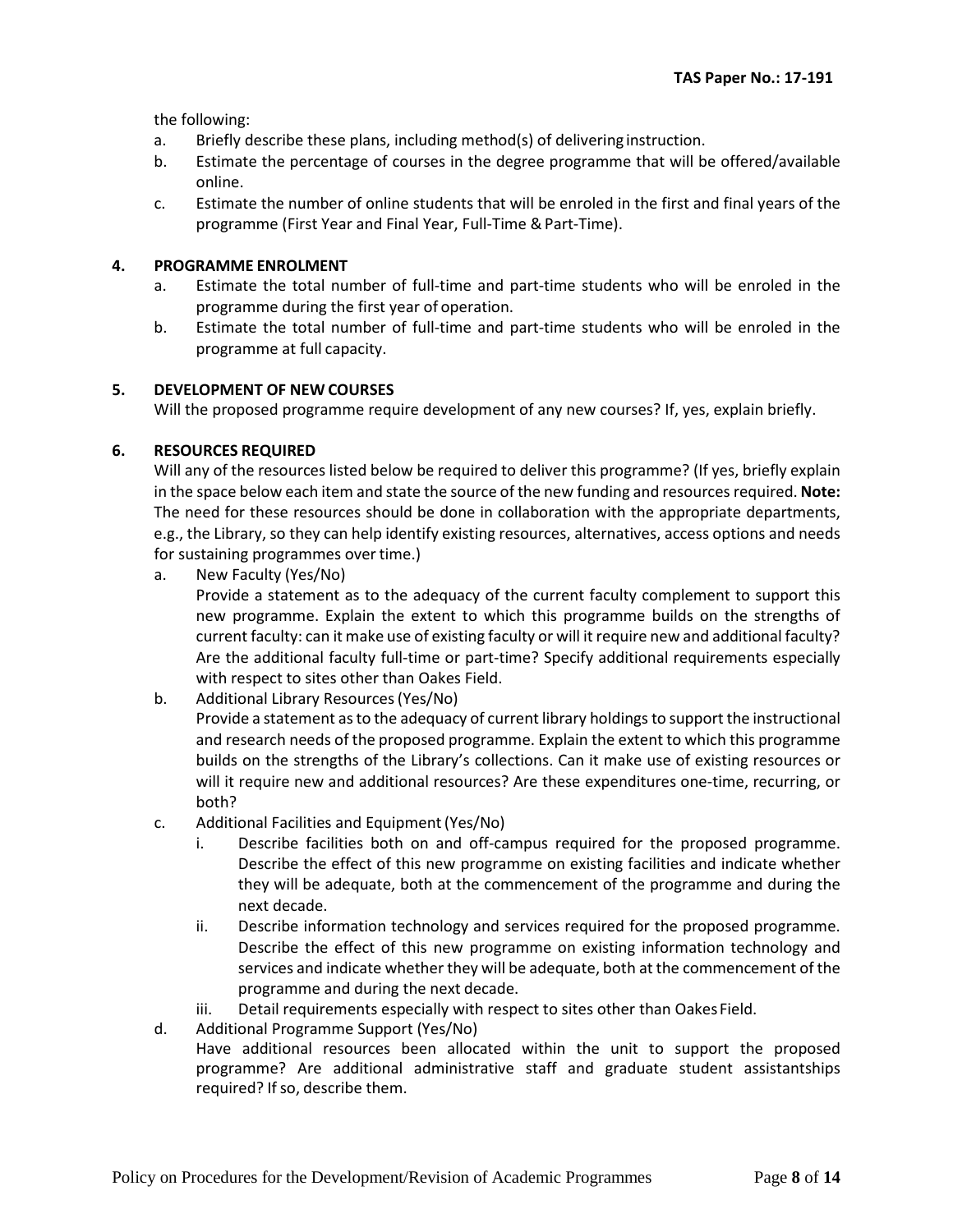the following:

a. Briefly describe these plans, including method(s) of delivering instruction.
b. Estimate the percentage of courses in the degree programme that will be offered/available online.
c. Estimate the number of online students that will be enroled in the first and final years of the programme (First Year and Final Year, Full-Time & Part-Time).

## 4. PROGRAMME ENROLMENT

a. Estimate the total number of full-time and part-time students who will be enroled in the programme during the first year of operation.
b. Estimate the total number of full-time and part-time students who will be enroled in the programme at full capacity.

## 5. DEVELOPMENT OF NEW COURSES

Will the proposed programme require development of any new courses? If, yes, explain briefly.

## 6. RESOURCES REQUIRED

Will any of the resources listed below be required to deliver this programme? (If yes, briefly explain in the space below each item and state the source of the new funding and resources required. **Note:** The need for these resources should be done in collaboration with the appropriate departments, e.g., the Library, so they can help identify existing resources, alternatives, access options and needs for sustaining programmes over time.)

a. New Faculty (Yes/No)
   Provide a statement as to the adequacy of the current faculty complement to support this new programme. Explain the extent to which this programme builds on the strengths of current faculty: can it make use of existing faculty or will it require new and additional faculty? Are the additional faculty full-time or part-time? Specify additional requirements especially with respect to sites other than Oakes Field.
b. Additional Library Resources (Yes/No)
   Provide a statement as to the adequacy of current library holdings to support the instructional and research needs of the proposed programme. Explain the extent to which this programme builds on the strengths of the Library's collections. Can it make use of existing resources or will it require new and additional resources? Are these expenditures one-time, recurring, or both?
c. Additional Facilities and Equipment (Yes/No)
   i. Describe facilities both on and off-campus required for the proposed programme. Describe the effect of this new programme on existing facilities and indicate whether they will be adequate, both at the commencement of the programme and during the next decade.
   ii. Describe information technology and services required for the proposed programme. Describe the effect of this new programme on existing information technology and services and indicate whether they will be adequate, both at the commencement of the programme and during the next decade.
   iii. Detail requirements especially with respect to sites other than Oakes Field.
d. Additional Programme Support (Yes/No)
   Have additional resources been allocated within the unit to support the proposed programme? Are additional administrative staff and graduate student assistantships required? If so, describe them.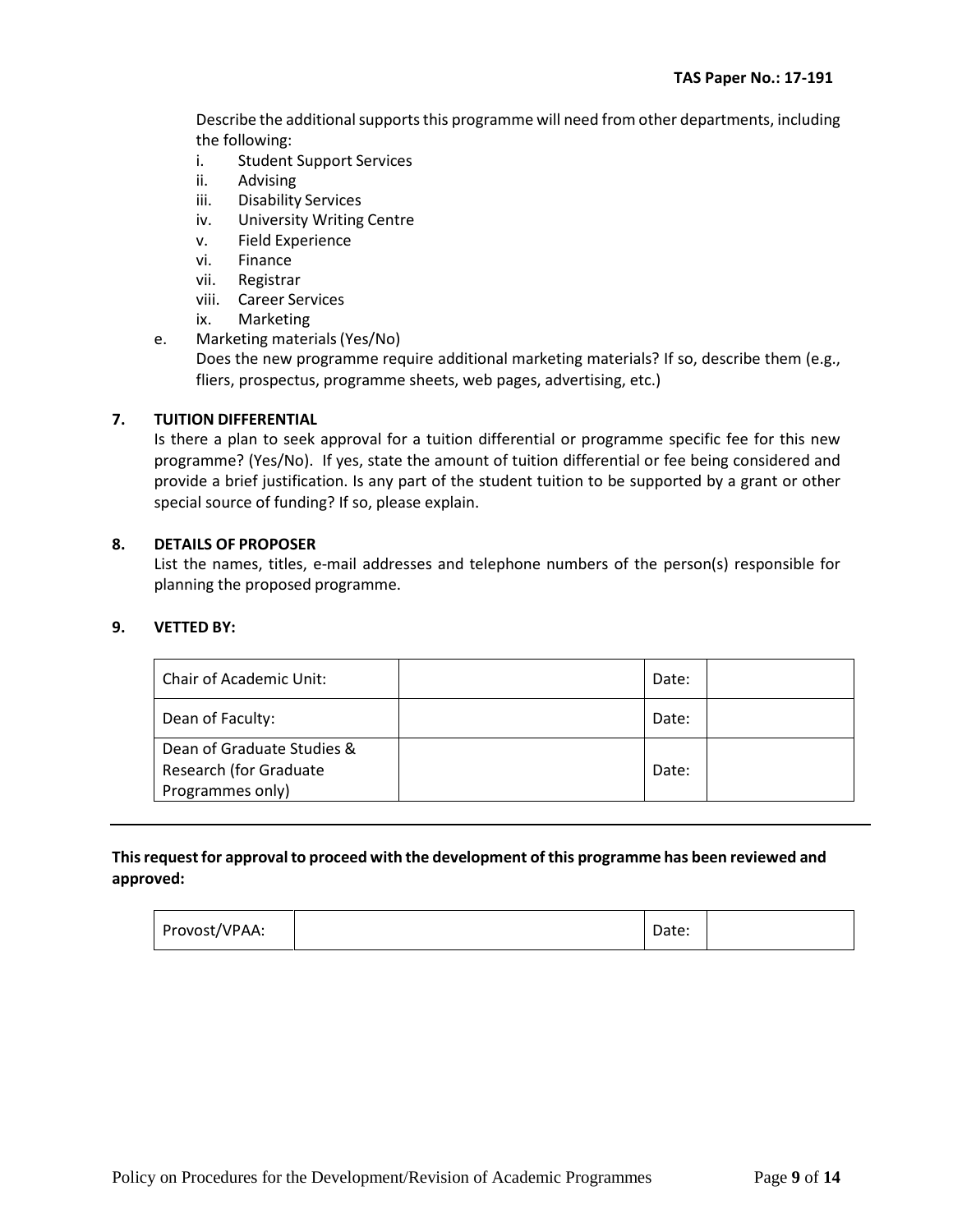Describe the additional supports this programme will need from other departments, including the following:

i. Student Support Services
ii. Advising
iii. Disability Services
iv. University Writing Centre
v. Field Experience
vi. Finance
vii. Registrar
viii. Career Services
ix. Marketing

e. Marketing materials (Yes/No)
Does the new programme require additional marketing materials? If so, describe them (e.g., fliers, prospectus, programme sheets, web pages, advertising, etc.)

**7. TUITION DIFFERENTIAL**

Is there a plan to seek approval for a tuition differential or programme specific fee for this new programme? (Yes/No). If yes, state the amount of tuition differential or fee being considered and provide a brief justification. Is any part of the student tuition to be supported by a grant or other special source of funding? If so, please explain.

**8. DETAILS OF PROPOSER**

List the names, titles, e-mail addresses and telephone numbers of the person(s) responsible for planning the proposed programme.

**9. VETTED BY:**

| Chair of Academic Unit: | | Date: | |
|---|---|---|---|
| Dean of Faculty: | | Date: | |
| Dean of Graduate Studies & Research (for Graduate Programmes only) | | Date: | |

---

**This request for approval to proceed with the development of this programme has been reviewed and approved:**

| Provost/VPAA: | | Date: | |
|---|---|---|---|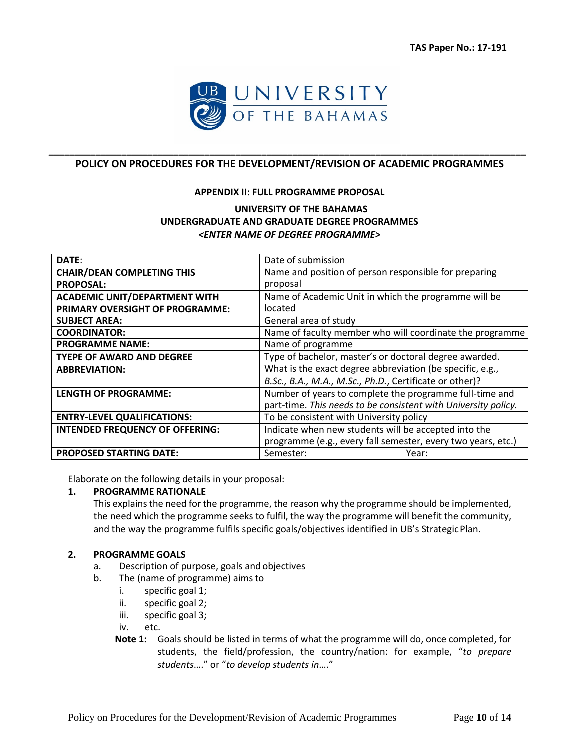**TAS Paper No.: 17-191**

UNIVERSITY OF THE BAHAMAS

# POLICY ON PROCEDURES FOR THE DEVELOPMENT/REVISION OF ACADEMIC PROGRAMMES

## APPENDIX II: FULL PROGRAMME PROPOSAL

**UNIVERSITY OF THE BAHAMAS**
**UNDERGRADUATE AND GRADUATE DEGREE PROGRAMMES**
***<ENTER NAME OF DEGREE PROGRAMME>***

| **DATE**: | Date of submission | |
|---|---|---|
| **CHAIR/DEAN COMPLETING THIS PROPOSAL:** | Name and position of person responsible for preparing proposal | |
| **ACADEMIC UNIT/DEPARTMENT WITH PRIMARY OVERSIGHT OF PROGRAMME:** | Name of Academic Unit in which the programme will be located | |
| **SUBJECT AREA:** | General area of study | |
| **COORDINATOR:** | Name of faculty member who will coordinate the programme | |
| **PROGRAMME NAME:** | Name of programme | |
| **TYEPE OF AWARD AND DEGREE ABBREVIATION:** | Type of bachelor, master's or doctoral degree awarded. What is the exact degree abbreviation (be specific, e.g., *B.Sc., B.A., M.A., M.Sc., Ph.D.*, Certificate or other)? | |
| **LENGTH OF PROGRAMME:** | Number of years to complete the programme full-time and part-time. *This needs to be consistent with University policy.* | |
| **ENTRY-LEVEL QUALIFICATIONS:** | To be consistent with University policy | |
| **INTENDED FREQUENCY OF OFFERING:** | Indicate when new students will be accepted into the programme (e.g., every fall semester, every two years, etc.) | |
| **PROPOSED STARTING DATE:** | Semester: | Year: |

Elaborate on the following details in your proposal:

**1. PROGRAMME RATIONALE**

This explains the need for the programme, the reason why the programme should be implemented, the need which the programme seeks to fulfil, the way the programme will benefit the community, and the way the programme fulfils specific goals/objectives identified in UB's Strategic Plan.

**2. PROGRAMME GOALS**

a. Description of purpose, goals and objectives
b. The (name of programme) aims to
   i. specific goal 1;
   ii. specific goal 2;
   iii. specific goal 3;
   iv. etc.

**Note 1:** Goals should be listed in terms of what the programme will do, once completed, for students, the field/profession, the country/nation: for example, "*to prepare students….*" or "*to develop students in….*"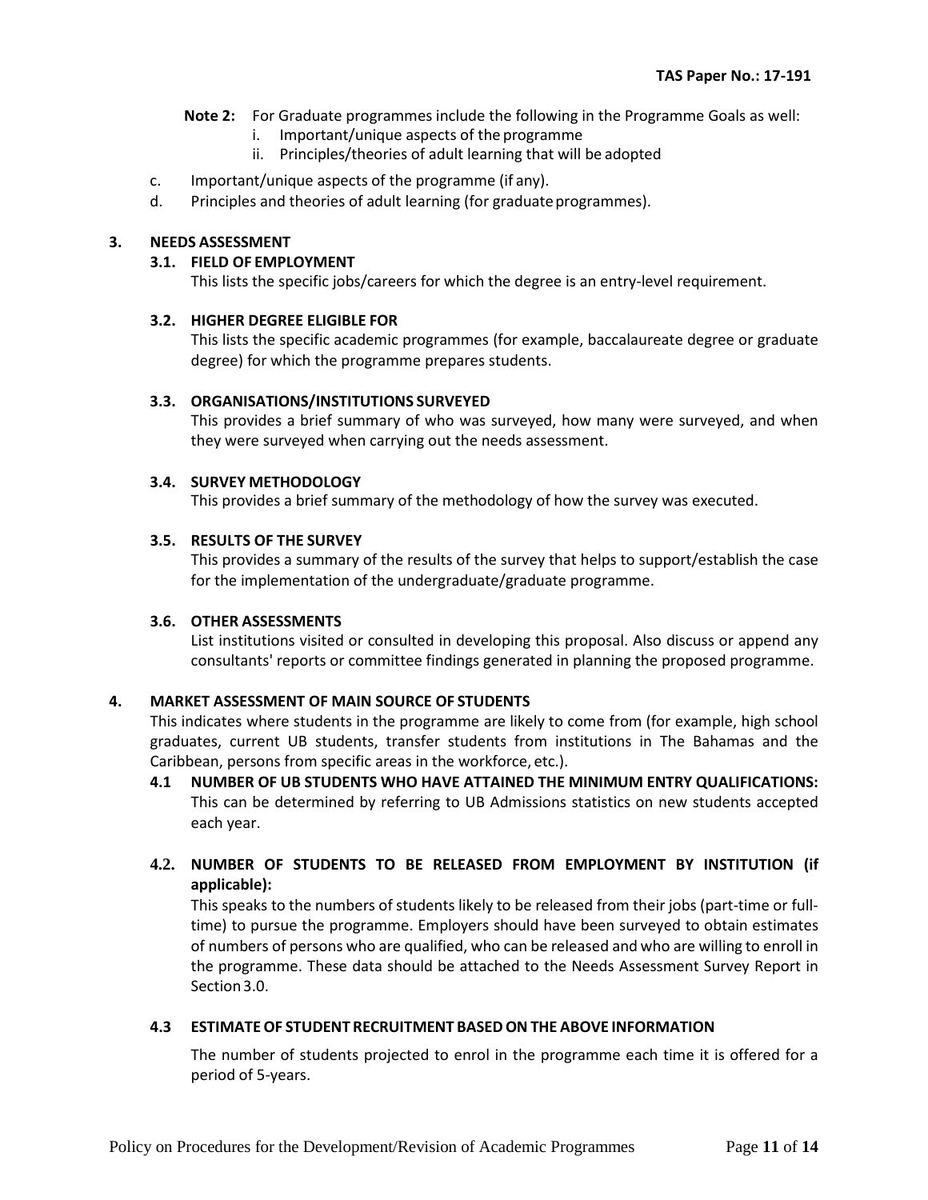**Note 2:** For Graduate programmes include the following in the Programme Goals as well:

i. Important/unique aspects of the programme
ii. Principles/theories of adult learning that will be adopted

c. Important/unique aspects of the programme (if any).

d. Principles and theories of adult learning (for graduate programmes).

## 3. NEEDS ASSESSMENT

### 3.1. FIELD OF EMPLOYMENT

This lists the specific jobs/careers for which the degree is an entry-level requirement.

### 3.2. HIGHER DEGREE ELIGIBLE FOR

This lists the specific academic programmes (for example, baccalaureate degree or graduate degree) for which the programme prepares students.

### 3.3. ORGANISATIONS/INSTITUTIONS SURVEYED

This provides a brief summary of who was surveyed, how many were surveyed, and when they were surveyed when carrying out the needs assessment.

### 3.4. SURVEY METHODOLOGY

This provides a brief summary of the methodology of how the survey was executed.

### 3.5. RESULTS OF THE SURVEY

This provides a summary of the results of the survey that helps to support/establish the case for the implementation of the undergraduate/graduate programme.

### 3.6. OTHER ASSESSMENTS

List institutions visited or consulted in developing this proposal. Also discuss or append any consultants' reports or committee findings generated in planning the proposed programme.

## 4. MARKET ASSESSMENT OF MAIN SOURCE OF STUDENTS

This indicates where students in the programme are likely to come from (for example, high school graduates, current UB students, transfer students from institutions in The Bahamas and the Caribbean, persons from specific areas in the workforce, etc.).

### 4.1 NUMBER OF UB STUDENTS WHO HAVE ATTAINED THE MINIMUM ENTRY QUALIFICATIONS:

This can be determined by referring to UB Admissions statistics on new students accepted each year.

### 4.2. NUMBER OF STUDENTS TO BE RELEASED FROM EMPLOYMENT BY INSTITUTION (if applicable):

This speaks to the numbers of students likely to be released from their jobs (part-time or full-time) to pursue the programme. Employers should have been surveyed to obtain estimates of numbers of persons who are qualified, who can be released and who are willing to enroll in the programme. These data should be attached to the Needs Assessment Survey Report in Section 3.0.

### 4.3 ESTIMATE OF STUDENT RECRUITMENT BASED ON THE ABOVE INFORMATION

The number of students projected to enrol in the programme each time it is offered for a period of 5-years.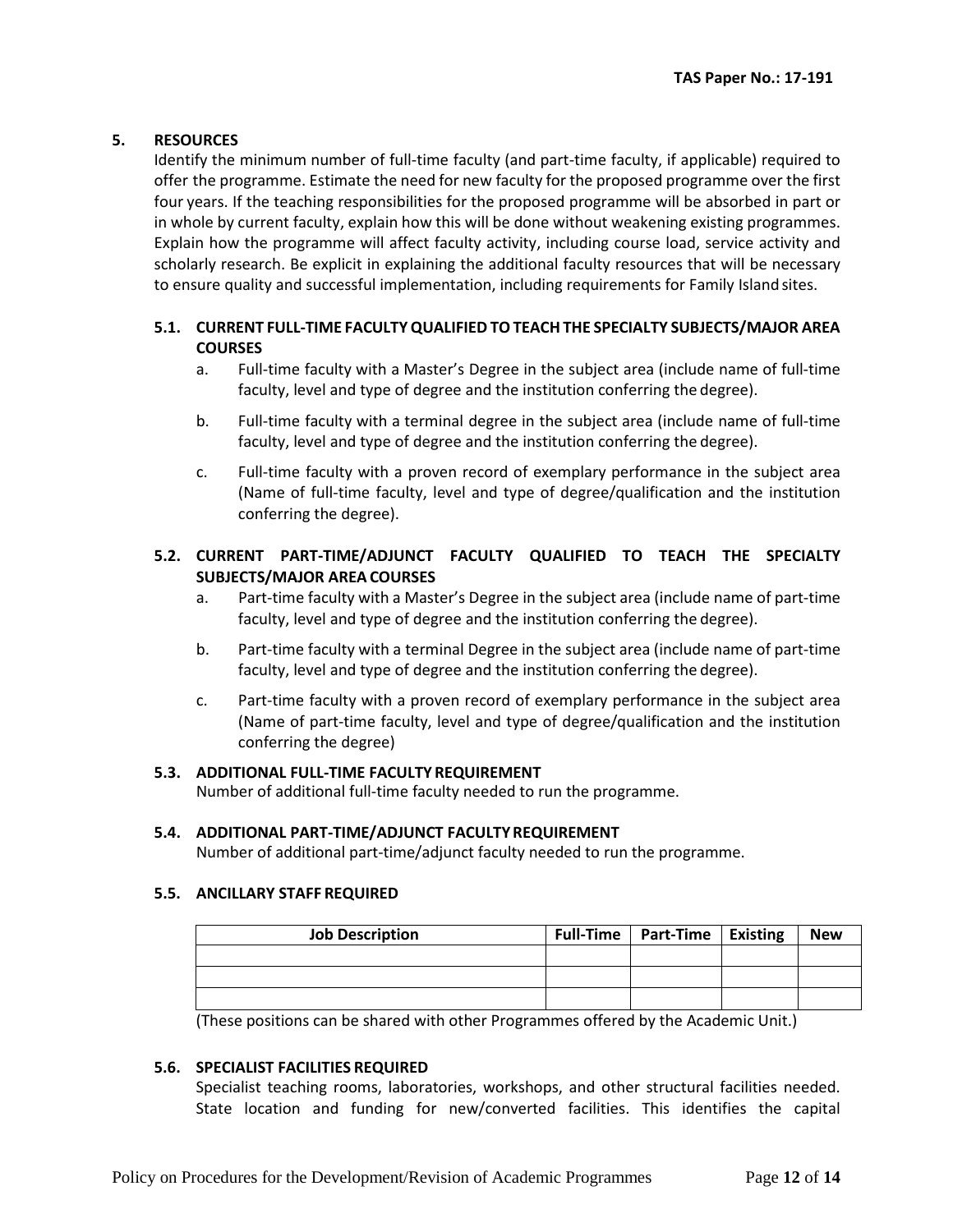## 5. RESOURCES

Identify the minimum number of full-time faculty (and part-time faculty, if applicable) required to offer the programme. Estimate the need for new faculty for the proposed programme over the first four years. If the teaching responsibilities for the proposed programme will be absorbed in part or in whole by current faculty, explain how this will be done without weakening existing programmes. Explain how the programme will affect faculty activity, including course load, service activity and scholarly research. Be explicit in explaining the additional faculty resources that will be necessary to ensure quality and successful implementation, including requirements for Family Island sites.

### 5.1. CURRENT FULL-TIME FACULTY QUALIFIED TO TEACH THE SPECIALTY SUBJECTS/MAJOR AREA COURSES

a. Full-time faculty with a Master's Degree in the subject area (include name of full-time faculty, level and type of degree and the institution conferring the degree).

b. Full-time faculty with a terminal degree in the subject area (include name of full-time faculty, level and type of degree and the institution conferring the degree).

c. Full-time faculty with a proven record of exemplary performance in the subject area (Name of full-time faculty, level and type of degree/qualification and the institution conferring the degree).

### 5.2. CURRENT PART-TIME/ADJUNCT FACULTY QUALIFIED TO TEACH THE SPECIALTY SUBJECTS/MAJOR AREA COURSES

a. Part-time faculty with a Master's Degree in the subject area (include name of part-time faculty, level and type of degree and the institution conferring the degree).

b. Part-time faculty with a terminal Degree in the subject area (include name of part-time faculty, level and type of degree and the institution conferring the degree).

c. Part-time faculty with a proven record of exemplary performance in the subject area (Name of part-time faculty, level and type of degree/qualification and the institution conferring the degree)

### 5.3. ADDITIONAL FULL-TIME FACULTY REQUIREMENT

Number of additional full-time faculty needed to run the programme.

### 5.4. ADDITIONAL PART-TIME/ADJUNCT FACULTY REQUIREMENT

Number of additional part-time/adjunct faculty needed to run the programme.

### 5.5. ANCILLARY STAFF REQUIRED

| Job Description | Full-Time | Part-Time | Existing | New |
|---|---|---|---|---|
| | | | | |
| | | | | |
| | | | | |

(These positions can be shared with other Programmes offered by the Academic Unit.)

### 5.6. SPECIALIST FACILITIES REQUIRED

Specialist teaching rooms, laboratories, workshops, and other structural facilities needed. State location and funding for new/converted facilities. This identifies the capital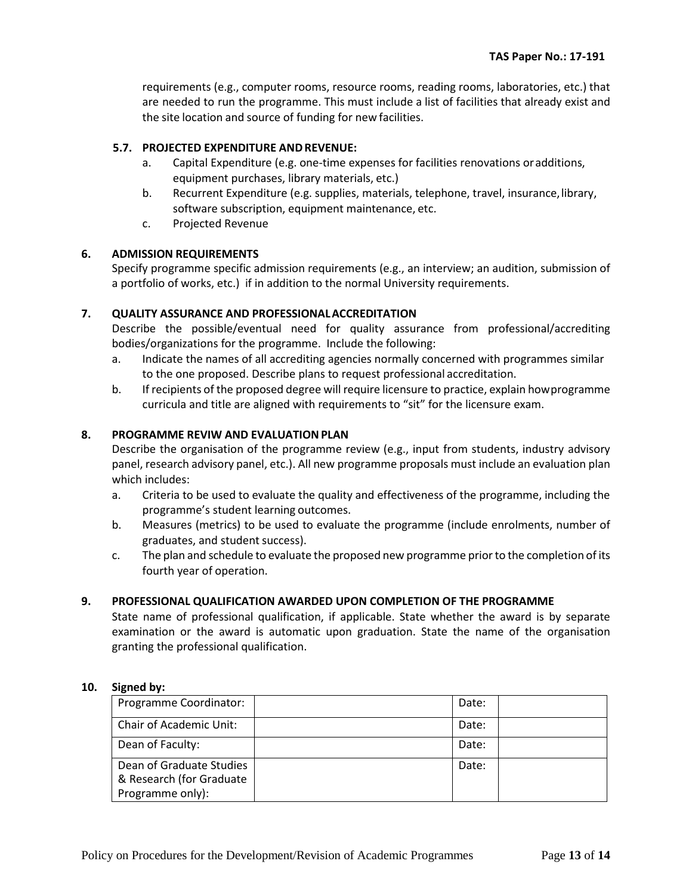requirements (e.g., computer rooms, resource rooms, reading rooms, laboratories, etc.) that are needed to run the programme. This must include a list of facilities that already exist and the site location and source of funding for new facilities.

### 5.7. PROJECTED EXPENDITURE AND REVENUE:

a. Capital Expenditure (e.g. one-time expenses for facilities renovations or additions, equipment purchases, library materials, etc.)
b. Recurrent Expenditure (e.g. supplies, materials, telephone, travel, insurance, library, software subscription, equipment maintenance, etc.
c. Projected Revenue

## 6. ADMISSION REQUIREMENTS

Specify programme specific admission requirements (e.g., an interview; an audition, submission of a portfolio of works, etc.) if in addition to the normal University requirements.

## 7. QUALITY ASSURANCE AND PROFESSIONAL ACCREDITATION

Describe the possible/eventual need for quality assurance from professional/accrediting bodies/organizations for the programme. Include the following:

a. Indicate the names of all accrediting agencies normally concerned with programmes similar to the one proposed. Describe plans to request professional accreditation.
b. If recipients of the proposed degree will require licensure to practice, explain how programme curricula and title are aligned with requirements to "sit" for the licensure exam.

## 8. PROGRAMME REVIW AND EVALUATION PLAN

Describe the organisation of the programme review (e.g., input from students, industry advisory panel, research advisory panel, etc.). All new programme proposals must include an evaluation plan which includes:

a. Criteria to be used to evaluate the quality and effectiveness of the programme, including the programme's student learning outcomes.
b. Measures (metrics) to be used to evaluate the programme (include enrolments, number of graduates, and student success).
c. The plan and schedule to evaluate the proposed new programme prior to the completion of its fourth year of operation.

## 9. PROFESSIONAL QUALIFICATION AWARDED UPON COMPLETION OF THE PROGRAMME

State name of professional qualification, if applicable. State whether the award is by separate examination or the award is automatic upon graduation. State the name of the organisation granting the professional qualification.

## 10. Signed by:

| Programme Coordinator: | | Date: | |
|---|---|---|---|
| Chair of Academic Unit: | | Date: | |
| Dean of Faculty: | | Date: | |
| Dean of Graduate Studies & Research (for Graduate Programme only): | | Date: | |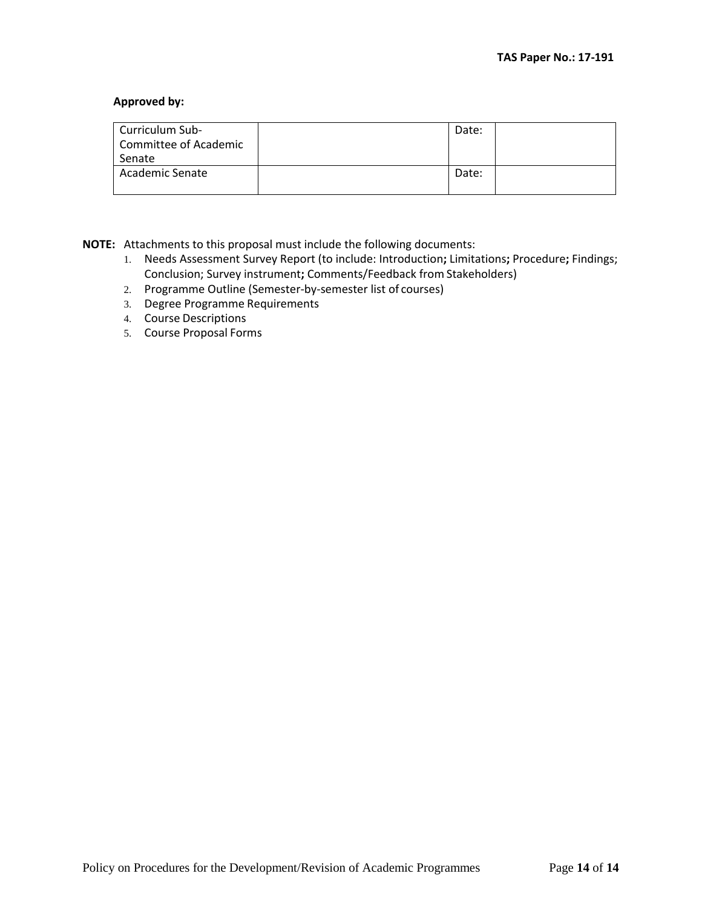**TAS Paper No.: 17-191**

**Approved by:**

| | | | |
|---|---|---|---|
| Curriculum Sub-Committee of Academic Senate | | Date: | |
| Academic Senate | | Date: | |

**NOTE:** Attachments to this proposal must include the following documents:

1. Needs Assessment Survey Report (to include: Introduction**;** Limitations**;** Procedure**;** Findings; Conclusion; Survey instrument**;** Comments/Feedback from Stakeholders)
2. Programme Outline (Semester-by-semester list of courses)
3. Degree Programme Requirements
4. Course Descriptions
5. Course Proposal Forms